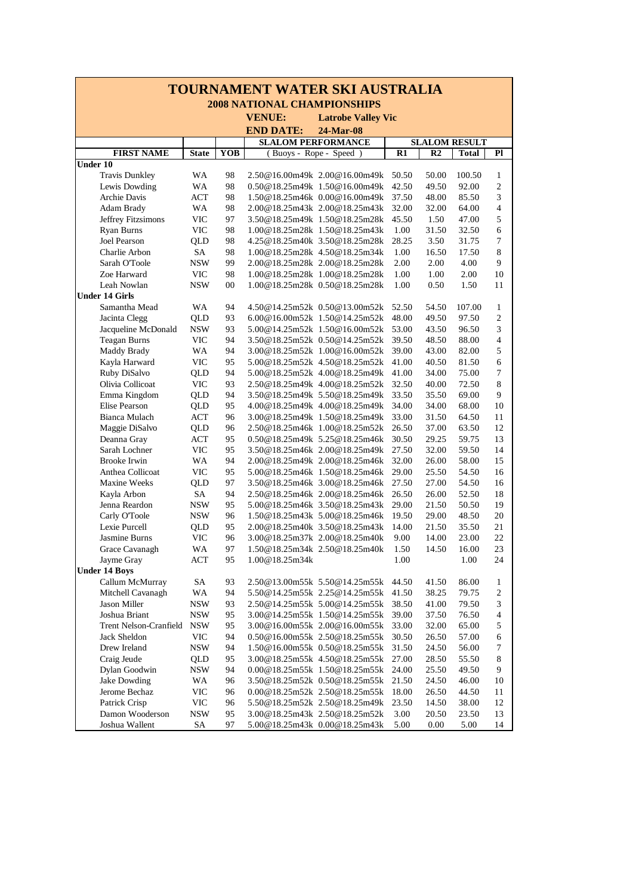# TOURNAMENT WATER SKI AUSTRALIA

## 2008 NATIONAL CHAMPIONSHIPS

**VENUE:** Latrobe Valley Vic

**END DATE:** 24-Mar-08

| FIRST NAME | State | YOB | SLALOM PERFORMANCE ( Buoys - Rope - Speed ) | | SLALOM RESULT R1 | R2 | Total | Pl |
|---|---|---|---|---|---|---|---|---|
| **Under 10** | | | | | | | | |
| Travis Dunkley | WA | 98 | 2.50@16.00m49k | 2.00@16.00m49k | 50.50 | 50.00 | 100.50 | 1 |
| Lewis Dowding | WA | 98 | 0.50@18.25m49k | 1.50@16.00m49k | 42.50 | 49.50 | 92.00 | 2 |
| Archie Davis | ACT | 98 | 1.50@18.25m46k | 0.00@16.00m49k | 37.50 | 48.00 | 85.50 | 3 |
| Adam Brady | WA | 98 | 2.00@18.25m43k | 2.00@18.25m43k | 32.00 | 32.00 | 64.00 | 4 |
| Jeffrey Fitzsimons | VIC | 97 | 3.50@18.25m49k | 1.50@18.25m28k | 45.50 | 1.50 | 47.00 | 5 |
| Ryan Burns | VIC | 98 | 1.00@18.25m28k | 1.50@18.25m43k | 1.00 | 31.50 | 32.50 | 6 |
| Joel Pearson | QLD | 98 | 4.25@18.25m40k | 3.50@18.25m28k | 28.25 | 3.50 | 31.75 | 7 |
| Charlie Arbon | SA | 98 | 1.00@18.25m28k | 4.50@18.25m34k | 1.00 | 16.50 | 17.50 | 8 |
| Sarah O'Toole | NSW | 99 | 2.00@18.25m28k | 2.00@18.25m28k | 2.00 | 2.00 | 4.00 | 9 |
| Zoe Harward | VIC | 98 | 1.00@18.25m28k | 1.00@18.25m28k | 1.00 | 1.00 | 2.00 | 10 |
| Leah Nowlan | NSW | 00 | 1.00@18.25m28k | 0.50@18.25m28k | 1.00 | 0.50 | 1.50 | 11 |
| **Under 14 Girls** | | | | | | | | |
| Samantha Mead | WA | 94 | 4.50@14.25m52k | 0.50@13.00m52k | 52.50 | 54.50 | 107.00 | 1 |
| Jacinta Clegg | QLD | 93 | 6.00@16.00m52k | 1.50@14.25m52k | 48.00 | 49.50 | 97.50 | 2 |
| Jacqueline McDonald | NSW | 93 | 5.00@14.25m52k | 1.50@16.00m52k | 53.00 | 43.50 | 96.50 | 3 |
| Teagan Burns | VIC | 94 | 3.50@18.25m52k | 0.50@14.25m52k | 39.50 | 48.50 | 88.00 | 4 |
| Maddy Brady | WA | 94 | 3.00@18.25m52k | 1.00@16.00m52k | 39.00 | 43.00 | 82.00 | 5 |
| Kayla Harward | VIC | 95 | 5.00@18.25m52k | 4.50@18.25m52k | 41.00 | 40.50 | 81.50 | 6 |
| Ruby DiSalvo | QLD | 94 | 5.00@18.25m52k | 4.00@18.25m49k | 41.00 | 34.00 | 75.00 | 7 |
| Olivia Collicoat | VIC | 93 | 2.50@18.25m49k | 4.00@18.25m52k | 32.50 | 40.00 | 72.50 | 8 |
| Emma Kingdom | QLD | 94 | 3.50@18.25m49k | 5.50@18.25m49k | 33.50 | 35.50 | 69.00 | 9 |
| Elise Pearson | QLD | 95 | 4.00@18.25m49k | 4.00@18.25m49k | 34.00 | 34.00 | 68.00 | 10 |
| Bianca Mulach | ACT | 96 | 3.00@18.25m49k | 1.50@18.25m49k | 33.00 | 31.50 | 64.50 | 11 |
| Maggie DiSalvo | QLD | 96 | 2.50@18.25m46k | 1.00@18.25m52k | 26.50 | 37.00 | 63.50 | 12 |
| Deanna Gray | ACT | 95 | 0.50@18.25m49k | 5.25@18.25m46k | 30.50 | 29.25 | 59.75 | 13 |
| Sarah Lochner | VIC | 95 | 3.50@18.25m46k | 2.00@18.25m49k | 27.50 | 32.00 | 59.50 | 14 |
| Brooke Irwin | WA | 94 | 2.00@18.25m49k | 2.00@18.25m46k | 32.00 | 26.00 | 58.00 | 15 |
| Anthea Collicoat | VIC | 95 | 5.00@18.25m46k | 1.50@18.25m46k | 29.00 | 25.50 | 54.50 | 16 |
| Maxine Weeks | QLD | 97 | 3.50@18.25m46k | 3.00@18.25m46k | 27.50 | 27.00 | 54.50 | 16 |
| Kayla Arbon | SA | 94 | 2.50@18.25m46k | 2.00@18.25m46k | 26.50 | 26.00 | 52.50 | 18 |
| Jenna Reardon | NSW | 95 | 5.00@18.25m46k | 3.50@18.25m43k | 29.00 | 21.50 | 50.50 | 19 |
| Carly O'Toole | NSW | 96 | 1.50@18.25m43k | 5.00@18.25m46k | 19.50 | 29.00 | 48.50 | 20 |
| Lexie Purcell | QLD | 95 | 2.00@18.25m40k | 3.50@18.25m43k | 14.00 | 21.50 | 35.50 | 21 |
| Jasmine Burns | VIC | 96 | 3.00@18.25m37k | 2.00@18.25m40k | 9.00 | 14.00 | 23.00 | 22 |
| Grace Cavanagh | WA | 97 | 1.50@18.25m34k | 2.50@18.25m40k | 1.50 | 14.50 | 16.00 | 23 |
| Jayme Gray | ACT | 95 | 1.00@18.25m34k | | 1.00 | | 1.00 | 24 |
| **Under 14 Boys** | | | | | | | | |
| Callum McMurray | SA | 93 | 2.50@13.00m55k | 5.50@14.25m55k | 44.50 | 41.50 | 86.00 | 1 |
| Mitchell Cavanagh | WA | 94 | 5.50@14.25m55k | 2.25@14.25m55k | 41.50 | 38.25 | 79.75 | 2 |
| Jason Miller | NSW | 93 | 2.50@14.25m55k | 5.00@14.25m55k | 38.50 | 41.00 | 79.50 | 3 |
| Joshua Briant | NSW | 95 | 3.00@14.25m55k | 1.50@14.25m55k | 39.00 | 37.50 | 76.50 | 4 |
| Trent Nelson-Cranfield | NSW | 95 | 3.00@16.00m55k | 2.00@16.00m55k | 33.00 | 32.00 | 65.00 | 5 |
| Jack Sheldon | VIC | 94 | 0.50@16.00m55k | 2.50@18.25m55k | 30.50 | 26.50 | 57.00 | 6 |
| Drew Ireland | NSW | 94 | 1.50@16.00m55k | 0.50@18.25m55k | 31.50 | 24.50 | 56.00 | 7 |
| Craig Jeude | QLD | 95 | 3.00@18.25m55k | 4.50@18.25m55k | 27.00 | 28.50 | 55.50 | 8 |
| Dylan Goodwin | NSW | 94 | 0.00@18.25m55k | 1.50@18.25m55k | 24.00 | 25.50 | 49.50 | 9 |
| Jake Dowding | WA | 96 | 3.50@18.25m52k | 0.50@18.25m55k | 21.50 | 24.50 | 46.00 | 10 |
| Jerome Bechaz | VIC | 96 | 0.00@18.25m52k | 2.50@18.25m55k | 18.00 | 26.50 | 44.50 | 11 |
| Patrick Crisp | VIC | 96 | 5.50@18.25m52k | 2.50@18.25m49k | 23.50 | 14.50 | 38.00 | 12 |
| Damon Wooderson | NSW | 95 | 3.00@18.25m43k | 2.50@18.25m52k | 3.00 | 20.50 | 23.50 | 13 |
| Joshua Wallent | SA | 97 | 5.00@18.25m43k | 0.00@18.25m43k | 5.00 | 0.00 | 5.00 | 14 |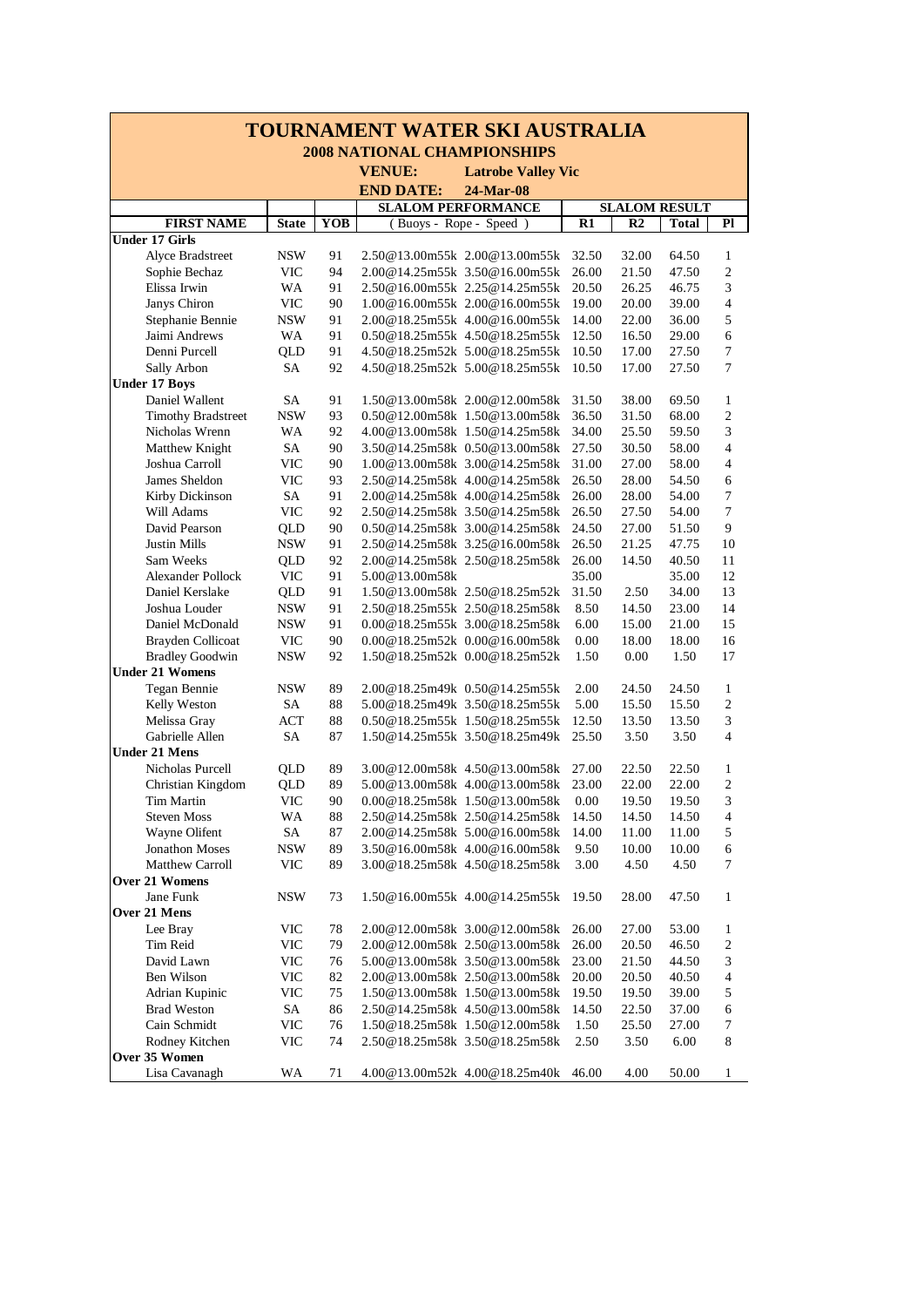# TOURNAMENT WATER SKI AUSTRALIA

## 2008 NATIONAL CHAMPIONSHIPS

**VENUE:** Latrobe Valley Vic

**END DATE:** 24-Mar-08

| FIRST NAME | State | YOB | SLALOM PERFORMANCE ( Buoys - Rope - Speed ) | | SLALOM RESULT R1 | R2 | Total | Pl |
|---|---|---|---|---|---|---|---|---|
| **Under 17 Girls** | | | | | | | | |
| Alyce Bradstreet | NSW | 91 | 2.50@13.00m55k | 2.00@13.00m55k | 32.50 | 32.00 | 64.50 | 1 |
| Sophie Bechaz | VIC | 94 | 2.00@14.25m55k | 3.50@16.00m55k | 26.00 | 21.50 | 47.50 | 2 |
| Elissa Irwin | WA | 91 | 2.50@16.00m55k | 2.25@14.25m55k | 20.50 | 26.25 | 46.75 | 3 |
| Janys Chiron | VIC | 90 | 1.00@16.00m55k | 2.00@16.00m55k | 19.00 | 20.00 | 39.00 | 4 |
| Stephanie Bennie | NSW | 91 | 2.00@18.25m55k | 4.00@16.00m55k | 14.00 | 22.00 | 36.00 | 5 |
| Jaimi Andrews | WA | 91 | 0.50@18.25m55k | 4.50@18.25m55k | 12.50 | 16.50 | 29.00 | 6 |
| Denni Purcell | QLD | 91 | 4.50@18.25m52k | 5.00@18.25m55k | 10.50 | 17.00 | 27.50 | 7 |
| Sally Arbon | SA | 92 | 4.50@18.25m52k | 5.00@18.25m55k | 10.50 | 17.00 | 27.50 | 7 |
| **Under 17 Boys** | | | | | | | | |
| Daniel Wallent | SA | 91 | 1.50@13.00m58k | 2.00@12.00m58k | 31.50 | 38.00 | 69.50 | 1 |
| Timothy Bradstreet | NSW | 93 | 0.50@12.00m58k | 1.50@13.00m58k | 36.50 | 31.50 | 68.00 | 2 |
| Nicholas Wrenn | WA | 92 | 4.00@13.00m58k | 1.50@14.25m58k | 34.00 | 25.50 | 59.50 | 3 |
| Matthew Knight | SA | 90 | 3.50@14.25m58k | 0.50@13.00m58k | 27.50 | 30.50 | 58.00 | 4 |
| Joshua Carroll | VIC | 90 | 1.00@13.00m58k | 3.00@14.25m58k | 31.00 | 27.00 | 58.00 | 4 |
| James Sheldon | VIC | 93 | 2.50@14.25m58k | 4.00@14.25m58k | 26.50 | 28.00 | 54.50 | 6 |
| Kirby Dickinson | SA | 91 | 2.00@14.25m58k | 4.00@14.25m58k | 26.00 | 28.00 | 54.00 | 7 |
| Will Adams | VIC | 92 | 2.50@14.25m58k | 3.50@14.25m58k | 26.50 | 27.50 | 54.00 | 7 |
| David Pearson | QLD | 90 | 0.50@14.25m58k | 3.00@14.25m58k | 24.50 | 27.00 | 51.50 | 9 |
| Justin Mills | NSW | 91 | 2.50@14.25m58k | 3.25@16.00m58k | 26.50 | 21.25 | 47.75 | 10 |
| Sam Weeks | QLD | 92 | 2.00@14.25m58k | 2.50@18.25m58k | 26.00 | 14.50 | 40.50 | 11 |
| Alexander Pollock | VIC | 91 | 5.00@13.00m58k | | 35.00 | | 35.00 | 12 |
| Daniel Kerslake | QLD | 91 | 1.50@13.00m58k | 2.50@18.25m52k | 31.50 | 2.50 | 34.00 | 13 |
| Joshua Louder | NSW | 91 | 2.50@18.25m55k | 2.50@18.25m58k | 8.50 | 14.50 | 23.00 | 14 |
| Daniel McDonald | NSW | 91 | 0.00@18.25m55k | 3.00@18.25m58k | 6.00 | 15.00 | 21.00 | 15 |
| Brayden Collicoat | VIC | 90 | 0.00@18.25m52k | 0.00@16.00m58k | 0.00 | 18.00 | 18.00 | 16 |
| Bradley Goodwin | NSW | 92 | 1.50@18.25m52k | 0.00@18.25m52k | 1.50 | 0.00 | 1.50 | 17 |
| **Under 21 Womens** | | | | | | | | |
| Tegan Bennie | NSW | 89 | 2.00@18.25m49k | 0.50@14.25m55k | 2.00 | 24.50 | 24.50 | 1 |
| Kelly Weston | SA | 88 | 5.00@18.25m49k | 3.50@18.25m55k | 5.00 | 15.50 | 15.50 | 2 |
| Melissa Gray | ACT | 88 | 0.50@18.25m55k | 1.50@18.25m55k | 12.50 | 13.50 | 13.50 | 3 |
| Gabrielle Allen | SA | 87 | 1.50@14.25m55k | 3.50@18.25m49k | 25.50 | 3.50 | 3.50 | 4 |
| **Under 21 Mens** | | | | | | | | |
| Nicholas Purcell | QLD | 89 | 3.00@12.00m58k | 4.50@13.00m58k | 27.00 | 22.50 | 22.50 | 1 |
| Christian Kingdom | QLD | 89 | 5.00@13.00m58k | 4.00@13.00m58k | 23.00 | 22.00 | 22.00 | 2 |
| Tim Martin | VIC | 90 | 0.00@18.25m58k | 1.50@13.00m58k | 0.00 | 19.50 | 19.50 | 3 |
| Steven Moss | WA | 88 | 2.50@14.25m58k | 2.50@14.25m58k | 14.50 | 14.50 | 14.50 | 4 |
| Wayne Olifent | SA | 87 | 2.00@14.25m58k | 5.00@16.00m58k | 14.00 | 11.00 | 11.00 | 5 |
| Jonathon Moses | NSW | 89 | 3.50@16.00m58k | 4.00@16.00m58k | 9.50 | 10.00 | 10.00 | 6 |
| Matthew Carroll | VIC | 89 | 3.00@18.25m58k | 4.50@18.25m58k | 3.00 | 4.50 | 4.50 | 7 |
| **Over 21 Womens** | | | | | | | | |
| Jane Funk | NSW | 73 | 1.50@16.00m55k | 4.00@14.25m55k | 19.50 | 28.00 | 47.50 | 1 |
| **Over 21 Mens** | | | | | | | | |
| Lee Bray | VIC | 78 | 2.00@12.00m58k | 3.00@12.00m58k | 26.00 | 27.00 | 53.00 | 1 |
| Tim Reid | VIC | 79 | 2.00@12.00m58k | 2.50@13.00m58k | 26.00 | 20.50 | 46.50 | 2 |
| David Lawn | VIC | 76 | 5.00@13.00m58k | 3.50@13.00m58k | 23.00 | 21.50 | 44.50 | 3 |
| Ben Wilson | VIC | 82 | 2.00@13.00m58k | 2.50@13.00m58k | 20.00 | 20.50 | 40.50 | 4 |
| Adrian Kupinic | VIC | 75 | 1.50@13.00m58k | 1.50@13.00m58k | 19.50 | 19.50 | 39.00 | 5 |
| Brad Weston | SA | 86 | 2.50@14.25m58k | 4.50@13.00m58k | 14.50 | 22.50 | 37.00 | 6 |
| Cain Schmidt | VIC | 76 | 1.50@18.25m58k | 1.50@12.00m58k | 1.50 | 25.50 | 27.00 | 7 |
| Rodney Kitchen | VIC | 74 | 2.50@18.25m58k | 3.50@18.25m58k | 2.50 | 3.50 | 6.00 | 8 |
| **Over 35 Women** | | | | | | | | |
| Lisa Cavanagh | WA | 71 | 4.00@13.00m52k | 4.00@18.25m40k | 46.00 | 4.00 | 50.00 | 1 |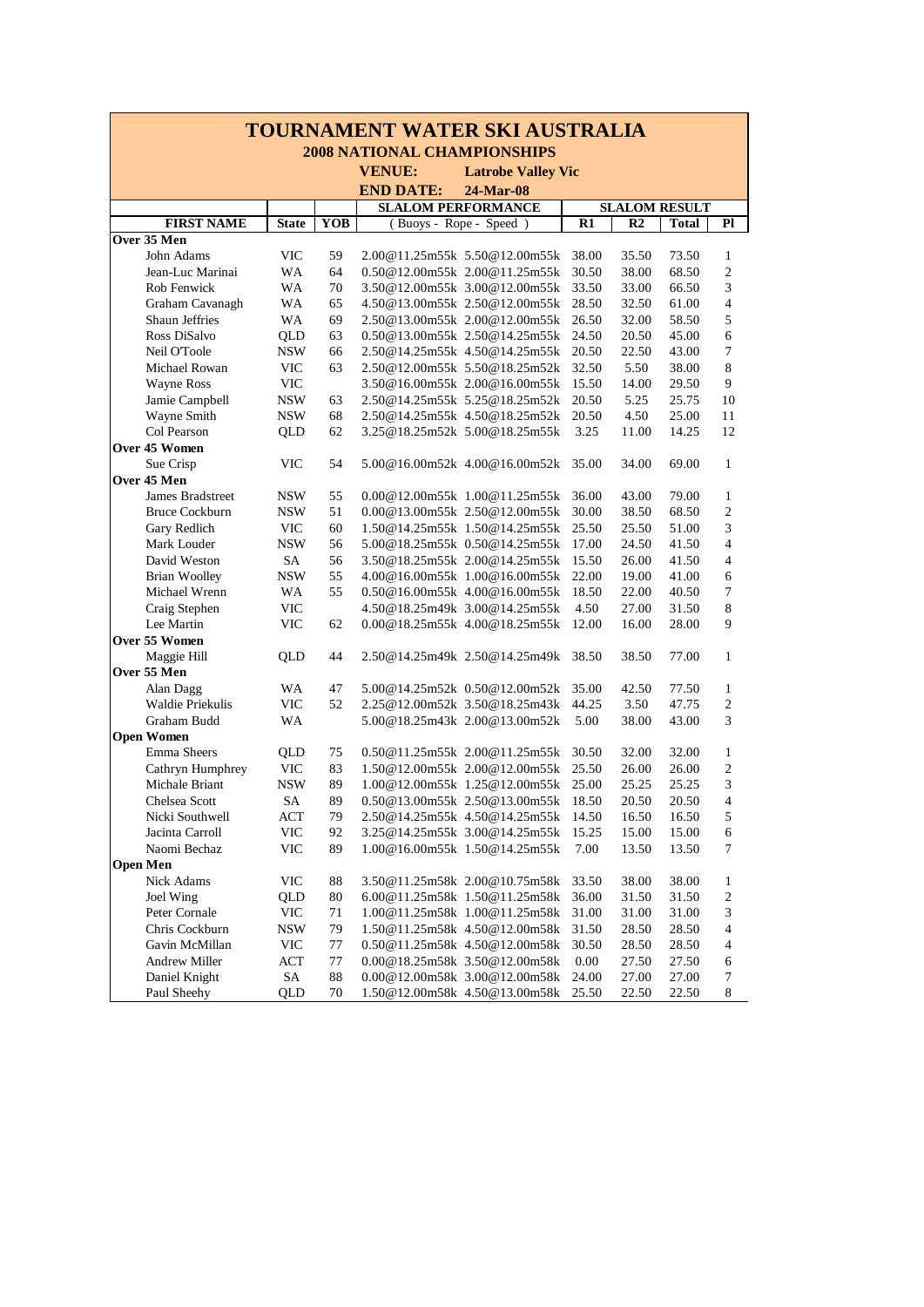# TOURNAMENT WATER SKI AUSTRALIA

## 2008 NATIONAL CHAMPIONSHIPS

**VENUE:** Latrobe Valley Vic

**END DATE:** 24-Mar-08

| FIRST NAME | State | YOB | SLALOM PERFORMANCE ( Buoys - Rope - Speed ) | SLALOM RESULT R1 | R2 | Total | Pl |
|---|---|---|---|---|---|---|---|
| **Over 35 Men** | | | | | | | |
| John Adams | VIC | 59 | 2.00@11.25m55k 5.50@12.00m55k | 38.00 | 35.50 | 73.50 | 1 |
| Jean-Luc Marinai | WA | 64 | 0.50@12.00m55k 2.00@11.25m55k | 30.50 | 38.00 | 68.50 | 2 |
| Rob Fenwick | WA | 70 | 3.50@12.00m55k 3.00@12.00m55k | 33.50 | 33.00 | 66.50 | 3 |
| Graham Cavanagh | WA | 65 | 4.50@13.00m55k 2.50@12.00m55k | 28.50 | 32.50 | 61.00 | 4 |
| Shaun Jeffries | WA | 69 | 2.50@13.00m55k 2.00@12.00m55k | 26.50 | 32.00 | 58.50 | 5 |
| Ross DiSalvo | QLD | 63 | 0.50@13.00m55k 2.50@14.25m55k | 24.50 | 20.50 | 45.00 | 6 |
| Neil O'Toole | NSW | 66 | 2.50@14.25m55k 4.50@14.25m55k | 20.50 | 22.50 | 43.00 | 7 |
| Michael Rowan | VIC | 63 | 2.50@12.00m55k 5.50@18.25m52k | 32.50 | 5.50 | 38.00 | 8 |
| Wayne Ross | VIC | | 3.50@16.00m55k 2.00@16.00m55k | 15.50 | 14.00 | 29.50 | 9 |
| Jamie Campbell | NSW | 63 | 2.50@14.25m55k 5.25@18.25m52k | 20.50 | 5.25 | 25.75 | 10 |
| Wayne Smith | NSW | 68 | 2.50@14.25m55k 4.50@18.25m52k | 20.50 | 4.50 | 25.00 | 11 |
| Col Pearson | QLD | 62 | 3.25@18.25m52k 5.00@18.25m55k | 3.25 | 11.00 | 14.25 | 12 |
| **Over 45 Women** | | | | | | | |
| Sue Crisp | VIC | 54 | 5.00@16.00m52k 4.00@16.00m52k | 35.00 | 34.00 | 69.00 | 1 |
| **Over 45 Men** | | | | | | | |
| James Bradstreet | NSW | 55 | 0.00@12.00m55k 1.00@11.25m55k | 36.00 | 43.00 | 79.00 | 1 |
| Bruce Cockburn | NSW | 51 | 0.00@13.00m55k 2.50@12.00m55k | 30.00 | 38.50 | 68.50 | 2 |
| Gary Redlich | VIC | 60 | 1.50@14.25m55k 1.50@14.25m55k | 25.50 | 25.50 | 51.00 | 3 |
| Mark Louder | NSW | 56 | 5.00@18.25m55k 0.50@14.25m55k | 17.00 | 24.50 | 41.50 | 4 |
| David Weston | SA | 56 | 3.50@18.25m55k 2.00@14.25m55k | 15.50 | 26.00 | 41.50 | 4 |
| Brian Woolley | NSW | 55 | 4.00@16.00m55k 1.00@16.00m55k | 22.00 | 19.00 | 41.00 | 6 |
| Michael Wrenn | WA | 55 | 0.50@16.00m55k 4.00@16.00m55k | 18.50 | 22.00 | 40.50 | 7 |
| Craig Stephen | VIC | | 4.50@18.25m49k 3.00@14.25m55k | 4.50 | 27.00 | 31.50 | 8 |
| Lee Martin | VIC | 62 | 0.00@18.25m55k 4.00@18.25m55k | 12.00 | 16.00 | 28.00 | 9 |
| **Over 55 Women** | | | | | | | |
| Maggie Hill | QLD | 44 | 2.50@14.25m49k 2.50@14.25m49k | 38.50 | 38.50 | 77.00 | 1 |
| **Over 55 Men** | | | | | | | |
| Alan Dagg | WA | 47 | 5.00@14.25m52k 0.50@12.00m52k | 35.00 | 42.50 | 77.50 | 1 |
| Waldie Priekulis | VIC | 52 | 2.25@12.00m52k 3.50@18.25m43k | 44.25 | 3.50 | 47.75 | 2 |
| Graham Budd | WA | | 5.00@18.25m43k 2.00@13.00m52k | 5.00 | 38.00 | 43.00 | 3 |
| **Open Women** | | | | | | | |
| Emma Sheers | QLD | 75 | 0.50@11.25m55k 2.00@11.25m55k | 30.50 | 32.00 | 32.00 | 1 |
| Cathryn Humphrey | VIC | 83 | 1.50@12.00m55k 2.00@12.00m55k | 25.50 | 26.00 | 26.00 | 2 |
| Michale Briant | NSW | 89 | 1.00@12.00m55k 1.25@12.00m55k | 25.00 | 25.25 | 25.25 | 3 |
| Chelsea Scott | SA | 89 | 0.50@13.00m55k 2.50@13.00m55k | 18.50 | 20.50 | 20.50 | 4 |
| Nicki Southwell | ACT | 79 | 2.50@14.25m55k 4.50@14.25m55k | 14.50 | 16.50 | 16.50 | 5 |
| Jacinta Carroll | VIC | 92 | 3.25@14.25m55k 3.00@14.25m55k | 15.25 | 15.00 | 15.00 | 6 |
| Naomi Bechaz | VIC | 89 | 1.00@16.00m55k 1.50@14.25m55k | 7.00 | 13.50 | 13.50 | 7 |
| **Open Men** | | | | | | | |
| Nick Adams | VIC | 88 | 3.50@11.25m58k 2.00@10.75m58k | 33.50 | 38.00 | 38.00 | 1 |
| Joel Wing | QLD | 80 | 6.00@11.25m58k 1.50@11.25m58k | 36.00 | 31.50 | 31.50 | 2 |
| Peter Cornale | VIC | 71 | 1.00@11.25m58k 1.00@11.25m58k | 31.00 | 31.00 | 31.00 | 3 |
| Chris Cockburn | NSW | 79 | 1.50@11.25m58k 4.50@12.00m58k | 31.50 | 28.50 | 28.50 | 4 |
| Gavin McMillan | VIC | 77 | 0.50@11.25m58k 4.50@12.00m58k | 30.50 | 28.50 | 28.50 | 4 |
| Andrew Miller | ACT | 77 | 0.00@18.25m58k 3.50@12.00m58k | 0.00 | 27.50 | 27.50 | 6 |
| Daniel Knight | SA | 88 | 0.00@12.00m58k 3.00@12.00m58k | 24.00 | 27.00 | 27.00 | 7 |
| Paul Sheehy | QLD | 70 | 1.50@12.00m58k 4.50@13.00m58k | 25.50 | 22.50 | 22.50 | 8 |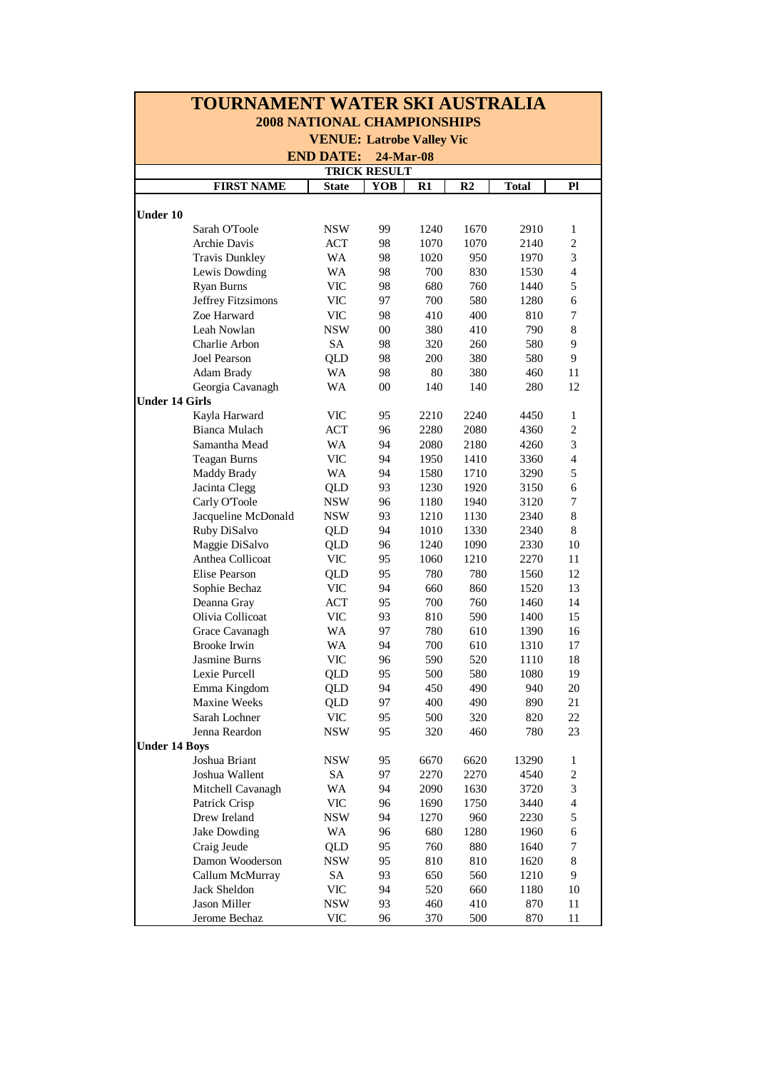# TOURNAMENT WATER SKI AUSTRALIA

## 2008 NATIONAL CHAMPIONSHIPS

**VENUE: Latrobe Valley Vic**

**END DATE: 24-Mar-08**

**TRICK RESULT**

| FIRST NAME | State | YOB | R1 | R2 | Total | Pl |
|---|---|---|---|---|---|---|
| **Under 10** | | | | | | |
| Sarah O'Toole | NSW | 99 | 1240 | 1670 | 2910 | 1 |
| Archie Davis | ACT | 98 | 1070 | 1070 | 2140 | 2 |
| Travis Dunkley | WA | 98 | 1020 | 950 | 1970 | 3 |
| Lewis Dowding | WA | 98 | 700 | 830 | 1530 | 4 |
| Ryan Burns | VIC | 98 | 680 | 760 | 1440 | 5 |
| Jeffrey Fitzsimons | VIC | 97 | 700 | 580 | 1280 | 6 |
| Zoe Harward | VIC | 98 | 410 | 400 | 810 | 7 |
| Leah Nowlan | NSW | 00 | 380 | 410 | 790 | 8 |
| Charlie Arbon | SA | 98 | 320 | 260 | 580 | 9 |
| Joel Pearson | QLD | 98 | 200 | 380 | 580 | 9 |
| Adam Brady | WA | 98 | 80 | 380 | 460 | 11 |
| Georgia Cavanagh | WA | 00 | 140 | 140 | 280 | 12 |
| **Under 14 Girls** | | | | | | |
| Kayla Harward | VIC | 95 | 2210 | 2240 | 4450 | 1 |
| Bianca Mulach | ACT | 96 | 2280 | 2080 | 4360 | 2 |
| Samantha Mead | WA | 94 | 2080 | 2180 | 4260 | 3 |
| Teagan Burns | VIC | 94 | 1950 | 1410 | 3360 | 4 |
| Maddy Brady | WA | 94 | 1580 | 1710 | 3290 | 5 |
| Jacinta Clegg | QLD | 93 | 1230 | 1920 | 3150 | 6 |
| Carly O'Toole | NSW | 96 | 1180 | 1940 | 3120 | 7 |
| Jacqueline McDonald | NSW | 93 | 1210 | 1130 | 2340 | 8 |
| Ruby DiSalvo | QLD | 94 | 1010 | 1330 | 2340 | 8 |
| Maggie DiSalvo | QLD | 96 | 1240 | 1090 | 2330 | 10 |
| Anthea Collicoat | VIC | 95 | 1060 | 1210 | 2270 | 11 |
| Elise Pearson | QLD | 95 | 780 | 780 | 1560 | 12 |
| Sophie Bechaz | VIC | 94 | 660 | 860 | 1520 | 13 |
| Deanna Gray | ACT | 95 | 700 | 760 | 1460 | 14 |
| Olivia Collicoat | VIC | 93 | 810 | 590 | 1400 | 15 |
| Grace Cavanagh | WA | 97 | 780 | 610 | 1390 | 16 |
| Brooke Irwin | WA | 94 | 700 | 610 | 1310 | 17 |
| Jasmine Burns | VIC | 96 | 590 | 520 | 1110 | 18 |
| Lexie Purcell | QLD | 95 | 500 | 580 | 1080 | 19 |
| Emma Kingdom | QLD | 94 | 450 | 490 | 940 | 20 |
| Maxine Weeks | QLD | 97 | 400 | 490 | 890 | 21 |
| Sarah Lochner | VIC | 95 | 500 | 320 | 820 | 22 |
| Jenna Reardon | NSW | 95 | 320 | 460 | 780 | 23 |
| **Under 14 Boys** | | | | | | |
| Joshua Briant | NSW | 95 | 6670 | 6620 | 13290 | 1 |
| Joshua Wallent | SA | 97 | 2270 | 2270 | 4540 | 2 |
| Mitchell Cavanagh | WA | 94 | 2090 | 1630 | 3720 | 3 |
| Patrick Crisp | VIC | 96 | 1690 | 1750 | 3440 | 4 |
| Drew Ireland | NSW | 94 | 1270 | 960 | 2230 | 5 |
| Jake Dowding | WA | 96 | 680 | 1280 | 1960 | 6 |
| Craig Jeude | QLD | 95 | 760 | 880 | 1640 | 7 |
| Damon Wooderson | NSW | 95 | 810 | 810 | 1620 | 8 |
| Callum McMurray | SA | 93 | 650 | 560 | 1210 | 9 |
| Jack Sheldon | VIC | 94 | 520 | 660 | 1180 | 10 |
| Jason Miller | NSW | 93 | 460 | 410 | 870 | 11 |
| Jerome Bechaz | VIC | 96 | 370 | 500 | 870 | 11 |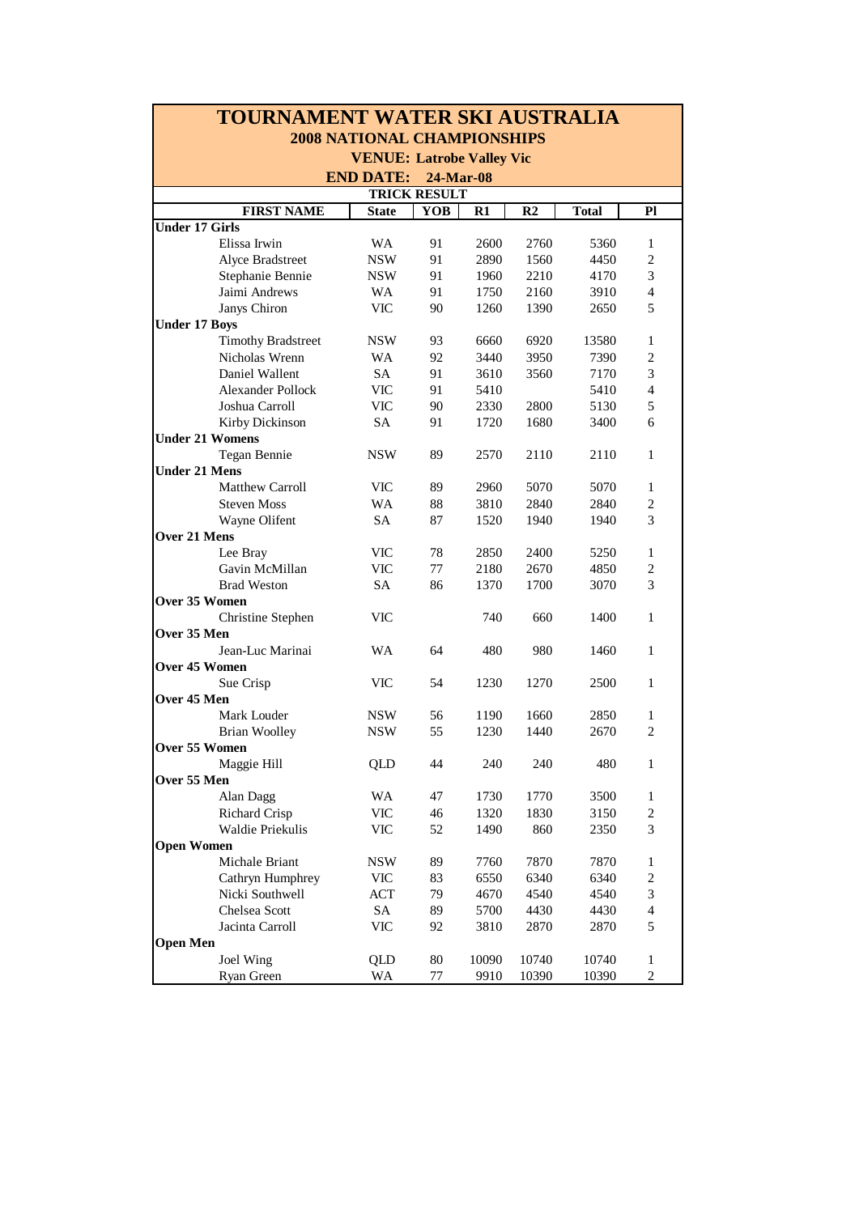# TOURNAMENT WATER SKI AUSTRALIA

## 2008 NATIONAL CHAMPIONSHIPS

**VENUE: Latrobe Valley Vic**

**END DATE: 24-Mar-08**

**TRICK RESULT**

| FIRST NAME | State | YOB | R1 | R2 | Total | Pl |
|---|---|---|---|---|---|---|
| **Under 17 Girls** | | | | | | |
| Elissa Irwin | WA | 91 | 2600 | 2760 | 5360 | 1 |
| Alyce Bradstreet | NSW | 91 | 2890 | 1560 | 4450 | 2 |
| Stephanie Bennie | NSW | 91 | 1960 | 2210 | 4170 | 3 |
| Jaimi Andrews | WA | 91 | 1750 | 2160 | 3910 | 4 |
| Janys Chiron | VIC | 90 | 1260 | 1390 | 2650 | 5 |
| **Under 17 Boys** | | | | | | |
| Timothy Bradstreet | NSW | 93 | 6660 | 6920 | 13580 | 1 |
| Nicholas Wrenn | WA | 92 | 3440 | 3950 | 7390 | 2 |
| Daniel Wallent | SA | 91 | 3610 | 3560 | 7170 | 3 |
| Alexander Pollock | VIC | 91 | 5410 | | 5410 | 4 |
| Joshua Carroll | VIC | 90 | 2330 | 2800 | 5130 | 5 |
| Kirby Dickinson | SA | 91 | 1720 | 1680 | 3400 | 6 |
| **Under 21 Womens** | | | | | | |
| Tegan Bennie | NSW | 89 | 2570 | 2110 | 2110 | 1 |
| **Under 21 Mens** | | | | | | |
| Matthew Carroll | VIC | 89 | 2960 | 5070 | 5070 | 1 |
| Steven Moss | WA | 88 | 3810 | 2840 | 2840 | 2 |
| Wayne Olifent | SA | 87 | 1520 | 1940 | 1940 | 3 |
| **Over 21 Mens** | | | | | | |
| Lee Bray | VIC | 78 | 2850 | 2400 | 5250 | 1 |
| Gavin McMillan | VIC | 77 | 2180 | 2670 | 4850 | 2 |
| Brad Weston | SA | 86 | 1370 | 1700 | 3070 | 3 |
| **Over 35 Women** | | | | | | |
| Christine Stephen | VIC | | 740 | 660 | 1400 | 1 |
| **Over 35 Men** | | | | | | |
| Jean-Luc Marinai | WA | 64 | 480 | 980 | 1460 | 1 |
| **Over 45 Women** | | | | | | |
| Sue Crisp | VIC | 54 | 1230 | 1270 | 2500 | 1 |
| **Over 45 Men** | | | | | | |
| Mark Louder | NSW | 56 | 1190 | 1660 | 2850 | 1 |
| Brian Woolley | NSW | 55 | 1230 | 1440 | 2670 | 2 |
| **Over 55 Women** | | | | | | |
| Maggie Hill | QLD | 44 | 240 | 240 | 480 | 1 |
| **Over 55 Men** | | | | | | |
| Alan Dagg | WA | 47 | 1730 | 1770 | 3500 | 1 |
| Richard Crisp | VIC | 46 | 1320 | 1830 | 3150 | 2 |
| Waldie Priekulis | VIC | 52 | 1490 | 860 | 2350 | 3 |
| **Open Women** | | | | | | |
| Michale Briant | NSW | 89 | 7760 | 7870 | 7870 | 1 |
| Cathryn Humphrey | VIC | 83 | 6550 | 6340 | 6340 | 2 |
| Nicki Southwell | ACT | 79 | 4670 | 4540 | 4540 | 3 |
| Chelsea Scott | SA | 89 | 5700 | 4430 | 4430 | 4 |
| Jacinta Carroll | VIC | 92 | 3810 | 2870 | 2870 | 5 |
| **Open Men** | | | | | | |
| Joel Wing | QLD | 80 | 10090 | 10740 | 10740 | 1 |
| Ryan Green | WA | 77 | 9910 | 10390 | 10390 | 2 |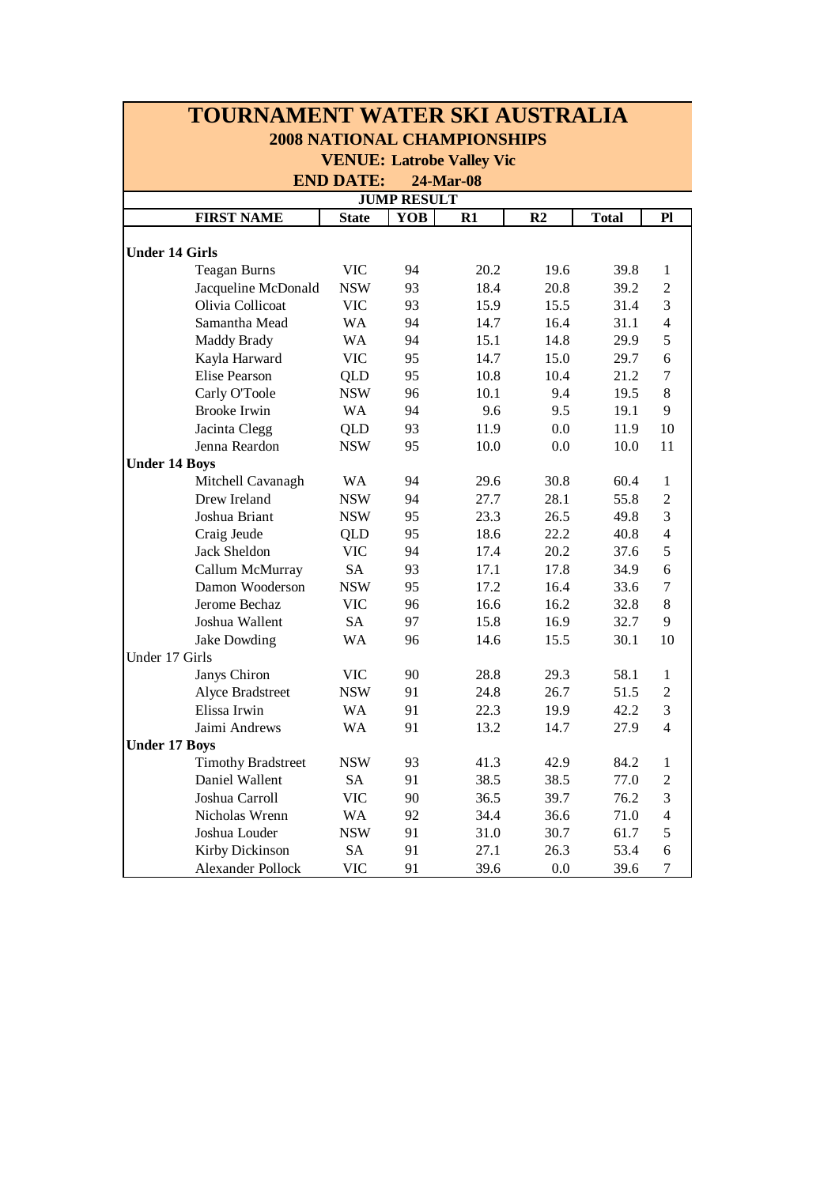# TOURNAMENT WATER SKI AUSTRALIA

## 2008 NATIONAL CHAMPIONSHIPS

### VENUE: Latrobe Valley Vic

### END DATE: 24-Mar-08

**JUMP RESULT**

| FIRST NAME | State | YOB | R1 | R2 | Total | Pl |
|---|---|---|---|---|---|---|
| **Under 14 Girls** | | | | | | |
| Teagan Burns | VIC | 94 | 20.2 | 19.6 | 39.8 | 1 |
| Jacqueline McDonald | NSW | 93 | 18.4 | 20.8 | 39.2 | 2 |
| Olivia Collicoat | VIC | 93 | 15.9 | 15.5 | 31.4 | 3 |
| Samantha Mead | WA | 94 | 14.7 | 16.4 | 31.1 | 4 |
| Maddy Brady | WA | 94 | 15.1 | 14.8 | 29.9 | 5 |
| Kayla Harward | VIC | 95 | 14.7 | 15.0 | 29.7 | 6 |
| Elise Pearson | QLD | 95 | 10.8 | 10.4 | 21.2 | 7 |
| Carly O'Toole | NSW | 96 | 10.1 | 9.4 | 19.5 | 8 |
| Brooke Irwin | WA | 94 | 9.6 | 9.5 | 19.1 | 9 |
| Jacinta Clegg | QLD | 93 | 11.9 | 0.0 | 11.9 | 10 |
| Jenna Reardon | NSW | 95 | 10.0 | 0.0 | 10.0 | 11 |
| **Under 14 Boys** | | | | | | |
| Mitchell Cavanagh | WA | 94 | 29.6 | 30.8 | 60.4 | 1 |
| Drew Ireland | NSW | 94 | 27.7 | 28.1 | 55.8 | 2 |
| Joshua Briant | NSW | 95 | 23.3 | 26.5 | 49.8 | 3 |
| Craig Jeude | QLD | 95 | 18.6 | 22.2 | 40.8 | 4 |
| Jack Sheldon | VIC | 94 | 17.4 | 20.2 | 37.6 | 5 |
| Callum McMurray | SA | 93 | 17.1 | 17.8 | 34.9 | 6 |
| Damon Wooderson | NSW | 95 | 17.2 | 16.4 | 33.6 | 7 |
| Jerome Bechaz | VIC | 96 | 16.6 | 16.2 | 32.8 | 8 |
| Joshua Wallent | SA | 97 | 15.8 | 16.9 | 32.7 | 9 |
| Jake Dowding | WA | 96 | 14.6 | 15.5 | 30.1 | 10 |
| Under 17 Girls | | | | | | |
| Janys Chiron | VIC | 90 | 28.8 | 29.3 | 58.1 | 1 |
| Alyce Bradstreet | NSW | 91 | 24.8 | 26.7 | 51.5 | 2 |
| Elissa Irwin | WA | 91 | 22.3 | 19.9 | 42.2 | 3 |
| Jaimi Andrews | WA | 91 | 13.2 | 14.7 | 27.9 | 4 |
| **Under 17 Boys** | | | | | | |
| Timothy Bradstreet | NSW | 93 | 41.3 | 42.9 | 84.2 | 1 |
| Daniel Wallent | SA | 91 | 38.5 | 38.5 | 77.0 | 2 |
| Joshua Carroll | VIC | 90 | 36.5 | 39.7 | 76.2 | 3 |
| Nicholas Wrenn | WA | 92 | 34.4 | 36.6 | 71.0 | 4 |
| Joshua Louder | NSW | 91 | 31.0 | 30.7 | 61.7 | 5 |
| Kirby Dickinson | SA | 91 | 27.1 | 26.3 | 53.4 | 6 |
| Alexander Pollock | VIC | 91 | 39.6 | 0.0 | 39.6 | 7 |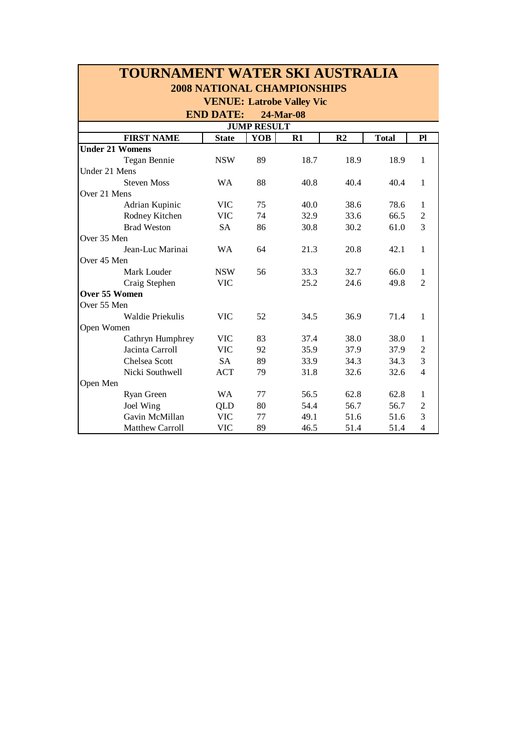# TOURNAMENT WATER SKI AUSTRALIA

## 2008 NATIONAL CHAMPIONSHIPS

### VENUE: Latrobe Valley Vic

**END DATE: 24-Mar-08**

**JUMP RESULT**

| FIRST NAME | State | YOB | R1 | R2 | Total | Pl |
|---|---|---|---|---|---|---|
| **Under 21 Womens** | | | | | | |
| Tegan Bennie | NSW | 89 | 18.7 | 18.9 | 18.9 | 1 |
| Under 21 Mens | | | | | | |
| Steven Moss | WA | 88 | 40.8 | 40.4 | 40.4 | 1 |
| Over 21 Mens | | | | | | |
| Adrian Kupinic | VIC | 75 | 40.0 | 38.6 | 78.6 | 1 |
| Rodney Kitchen | VIC | 74 | 32.9 | 33.6 | 66.5 | 2 |
| Brad Weston | SA | 86 | 30.8 | 30.2 | 61.0 | 3 |
| Over 35 Men | | | | | | |
| Jean-Luc Marinai | WA | 64 | 21.3 | 20.8 | 42.1 | 1 |
| Over 45 Men | | | | | | |
| Mark Louder | NSW | 56 | 33.3 | 32.7 | 66.0 | 1 |
| Craig Stephen | VIC | | 25.2 | 24.6 | 49.8 | 2 |
| **Over 55 Women** | | | | | | |
| Over 55 Men | | | | | | |
| Waldie Priekulis | VIC | 52 | 34.5 | 36.9 | 71.4 | 1 |
| Open Women | | | | | | |
| Cathryn Humphrey | VIC | 83 | 37.4 | 38.0 | 38.0 | 1 |
| Jacinta Carroll | VIC | 92 | 35.9 | 37.9 | 37.9 | 2 |
| Chelsea Scott | SA | 89 | 33.9 | 34.3 | 34.3 | 3 |
| Nicki Southwell | ACT | 79 | 31.8 | 32.6 | 32.6 | 4 |
| Open Men | | | | | | |
| Ryan Green | WA | 77 | 56.5 | 62.8 | 62.8 | 1 |
| Joel Wing | QLD | 80 | 54.4 | 56.7 | 56.7 | 2 |
| Gavin McMillan | VIC | 77 | 49.1 | 51.6 | 51.6 | 3 |
| Matthew Carroll | VIC | 89 | 46.5 | 51.4 | 51.4 | 4 |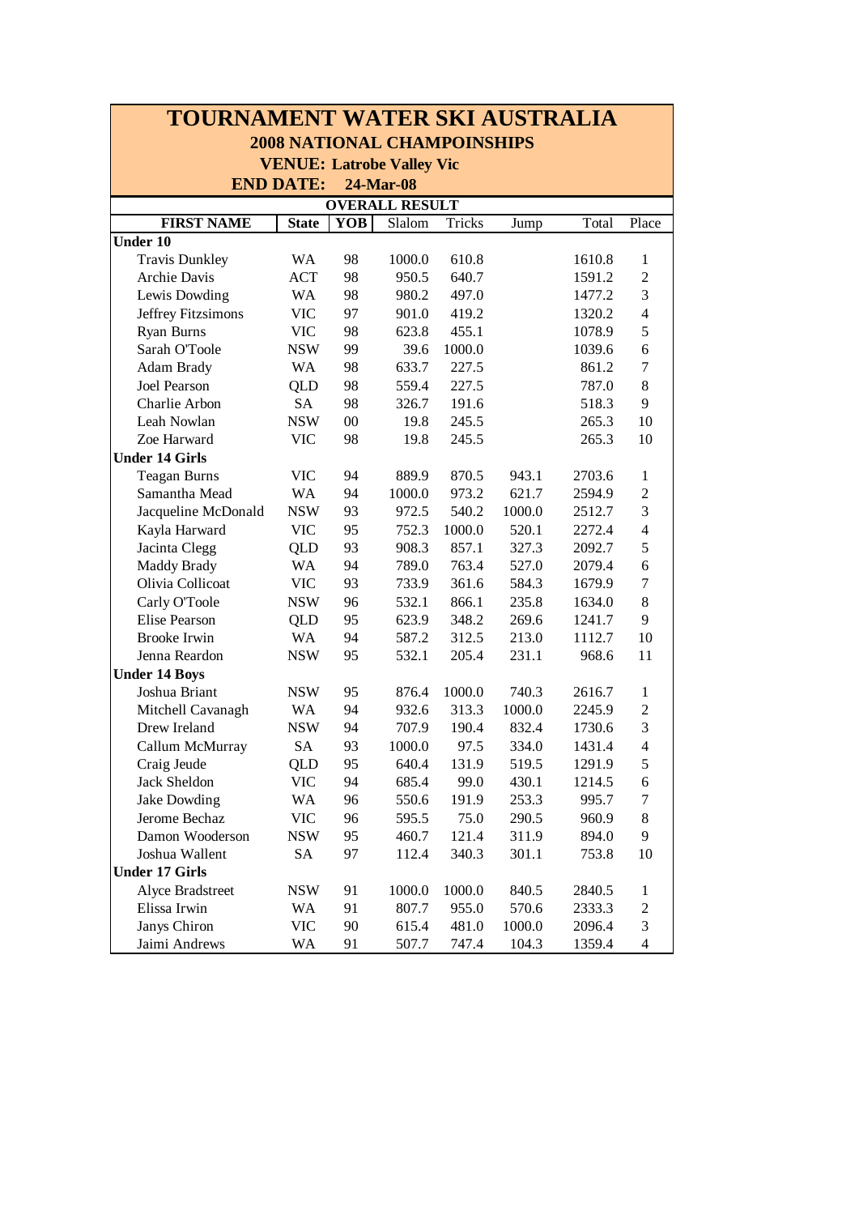# TOURNAMENT WATER SKI AUSTRALIA

## 2008 NATIONAL CHAMPOINSHIPS

### VENUE: Latrobe Valley Vic

### END DATE: 24-Mar-08

**OVERALL RESULT**

| FIRST NAME | State | YOB | Slalom | Tricks | Jump | Total | Place |
|---|---|---|---|---|---|---|---|
| **Under 10** | | | | | | | |
| Travis Dunkley | WA | 98 | 1000.0 | 610.8 | | 1610.8 | 1 |
| Archie Davis | ACT | 98 | 950.5 | 640.7 | | 1591.2 | 2 |
| Lewis Dowding | WA | 98 | 980.2 | 497.0 | | 1477.2 | 3 |
| Jeffrey Fitzsimons | VIC | 97 | 901.0 | 419.2 | | 1320.2 | 4 |
| Ryan Burns | VIC | 98 | 623.8 | 455.1 | | 1078.9 | 5 |
| Sarah O'Toole | NSW | 99 | 39.6 | 1000.0 | | 1039.6 | 6 |
| Adam Brady | WA | 98 | 633.7 | 227.5 | | 861.2 | 7 |
| Joel Pearson | QLD | 98 | 559.4 | 227.5 | | 787.0 | 8 |
| Charlie Arbon | SA | 98 | 326.7 | 191.6 | | 518.3 | 9 |
| Leah Nowlan | NSW | 00 | 19.8 | 245.5 | | 265.3 | 10 |
| Zoe Harward | VIC | 98 | 19.8 | 245.5 | | 265.3 | 10 |
| **Under 14 Girls** | | | | | | | |
| Teagan Burns | VIC | 94 | 889.9 | 870.5 | 943.1 | 2703.6 | 1 |
| Samantha Mead | WA | 94 | 1000.0 | 973.2 | 621.7 | 2594.9 | 2 |
| Jacqueline McDonald | NSW | 93 | 972.5 | 540.2 | 1000.0 | 2512.7 | 3 |
| Kayla Harward | VIC | 95 | 752.3 | 1000.0 | 520.1 | 2272.4 | 4 |
| Jacinta Clegg | QLD | 93 | 908.3 | 857.1 | 327.3 | 2092.7 | 5 |
| Maddy Brady | WA | 94 | 789.0 | 763.4 | 527.0 | 2079.4 | 6 |
| Olivia Collicoat | VIC | 93 | 733.9 | 361.6 | 584.3 | 1679.9 | 7 |
| Carly O'Toole | NSW | 96 | 532.1 | 866.1 | 235.8 | 1634.0 | 8 |
| Elise Pearson | QLD | 95 | 623.9 | 348.2 | 269.6 | 1241.7 | 9 |
| Brooke Irwin | WA | 94 | 587.2 | 312.5 | 213.0 | 1112.7 | 10 |
| Jenna Reardon | NSW | 95 | 532.1 | 205.4 | 231.1 | 968.6 | 11 |
| **Under 14 Boys** | | | | | | | |
| Joshua Briant | NSW | 95 | 876.4 | 1000.0 | 740.3 | 2616.7 | 1 |
| Mitchell Cavanagh | WA | 94 | 932.6 | 313.3 | 1000.0 | 2245.9 | 2 |
| Drew Ireland | NSW | 94 | 707.9 | 190.4 | 832.4 | 1730.6 | 3 |
| Callum McMurray | SA | 93 | 1000.0 | 97.5 | 334.0 | 1431.4 | 4 |
| Craig Jeude | QLD | 95 | 640.4 | 131.9 | 519.5 | 1291.9 | 5 |
| Jack Sheldon | VIC | 94 | 685.4 | 99.0 | 430.1 | 1214.5 | 6 |
| Jake Dowding | WA | 96 | 550.6 | 191.9 | 253.3 | 995.7 | 7 |
| Jerome Bechaz | VIC | 96 | 595.5 | 75.0 | 290.5 | 960.9 | 8 |
| Damon Wooderson | NSW | 95 | 460.7 | 121.4 | 311.9 | 894.0 | 9 |
| Joshua Wallent | SA | 97 | 112.4 | 340.3 | 301.1 | 753.8 | 10 |
| **Under 17 Girls** | | | | | | | |
| Alyce Bradstreet | NSW | 91 | 1000.0 | 1000.0 | 840.5 | 2840.5 | 1 |
| Elissa Irwin | WA | 91 | 807.7 | 955.0 | 570.6 | 2333.3 | 2 |
| Janys Chiron | VIC | 90 | 615.4 | 481.0 | 1000.0 | 2096.4 | 3 |
| Jaimi Andrews | WA | 91 | 507.7 | 747.4 | 104.3 | 1359.4 | 4 |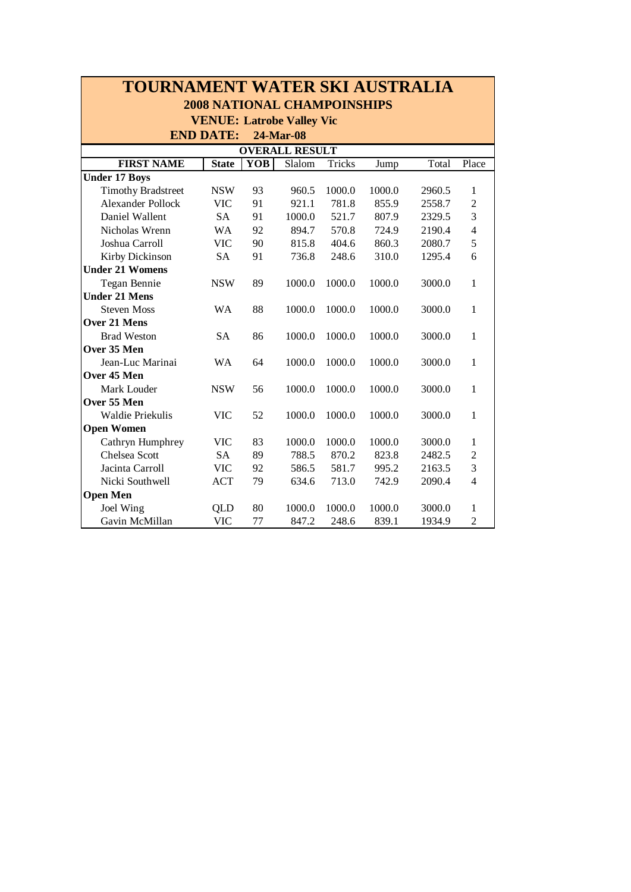# TOURNAMENT WATER SKI AUSTRALIA

## 2008 NATIONAL CHAMPOINSHIPS

**VENUE: Latrobe Valley Vic**

**END DATE: 24-Mar-08**

**OVERALL RESULT**

| FIRST NAME | State | YOB | Slalom | Tricks | Jump | Total | Place |
|---|---|---|---|---|---|---|---|
| **Under 17 Boys** | | | | | | | |
| Timothy Bradstreet | NSW | 93 | 960.5 | 1000.0 | 1000.0 | 2960.5 | 1 |
| Alexander Pollock | VIC | 91 | 921.1 | 781.8 | 855.9 | 2558.7 | 2 |
| Daniel Wallent | SA | 91 | 1000.0 | 521.7 | 807.9 | 2329.5 | 3 |
| Nicholas Wrenn | WA | 92 | 894.7 | 570.8 | 724.9 | 2190.4 | 4 |
| Joshua Carroll | VIC | 90 | 815.8 | 404.6 | 860.3 | 2080.7 | 5 |
| Kirby Dickinson | SA | 91 | 736.8 | 248.6 | 310.0 | 1295.4 | 6 |
| **Under 21 Womens** | | | | | | | |
| Tegan Bennie | NSW | 89 | 1000.0 | 1000.0 | 1000.0 | 3000.0 | 1 |
| **Under 21 Mens** | | | | | | | |
| Steven Moss | WA | 88 | 1000.0 | 1000.0 | 1000.0 | 3000.0 | 1 |
| **Over 21 Mens** | | | | | | | |
| Brad Weston | SA | 86 | 1000.0 | 1000.0 | 1000.0 | 3000.0 | 1 |
| **Over 35 Men** | | | | | | | |
| Jean-Luc Marinai | WA | 64 | 1000.0 | 1000.0 | 1000.0 | 3000.0 | 1 |
| **Over 45 Men** | | | | | | | |
| Mark Louder | NSW | 56 | 1000.0 | 1000.0 | 1000.0 | 3000.0 | 1 |
| **Over 55 Men** | | | | | | | |
| Waldie Priekulis | VIC | 52 | 1000.0 | 1000.0 | 1000.0 | 3000.0 | 1 |
| **Open Women** | | | | | | | |
| Cathryn Humphrey | VIC | 83 | 1000.0 | 1000.0 | 1000.0 | 3000.0 | 1 |
| Chelsea Scott | SA | 89 | 788.5 | 870.2 | 823.8 | 2482.5 | 2 |
| Jacinta Carroll | VIC | 92 | 586.5 | 581.7 | 995.2 | 2163.5 | 3 |
| Nicki Southwell | ACT | 79 | 634.6 | 713.0 | 742.9 | 2090.4 | 4 |
| **Open Men** | | | | | | | |
| Joel Wing | QLD | 80 | 1000.0 | 1000.0 | 1000.0 | 3000.0 | 1 |
| Gavin McMillan | VIC | 77 | 847.2 | 248.6 | 839.1 | 1934.9 | 2 |